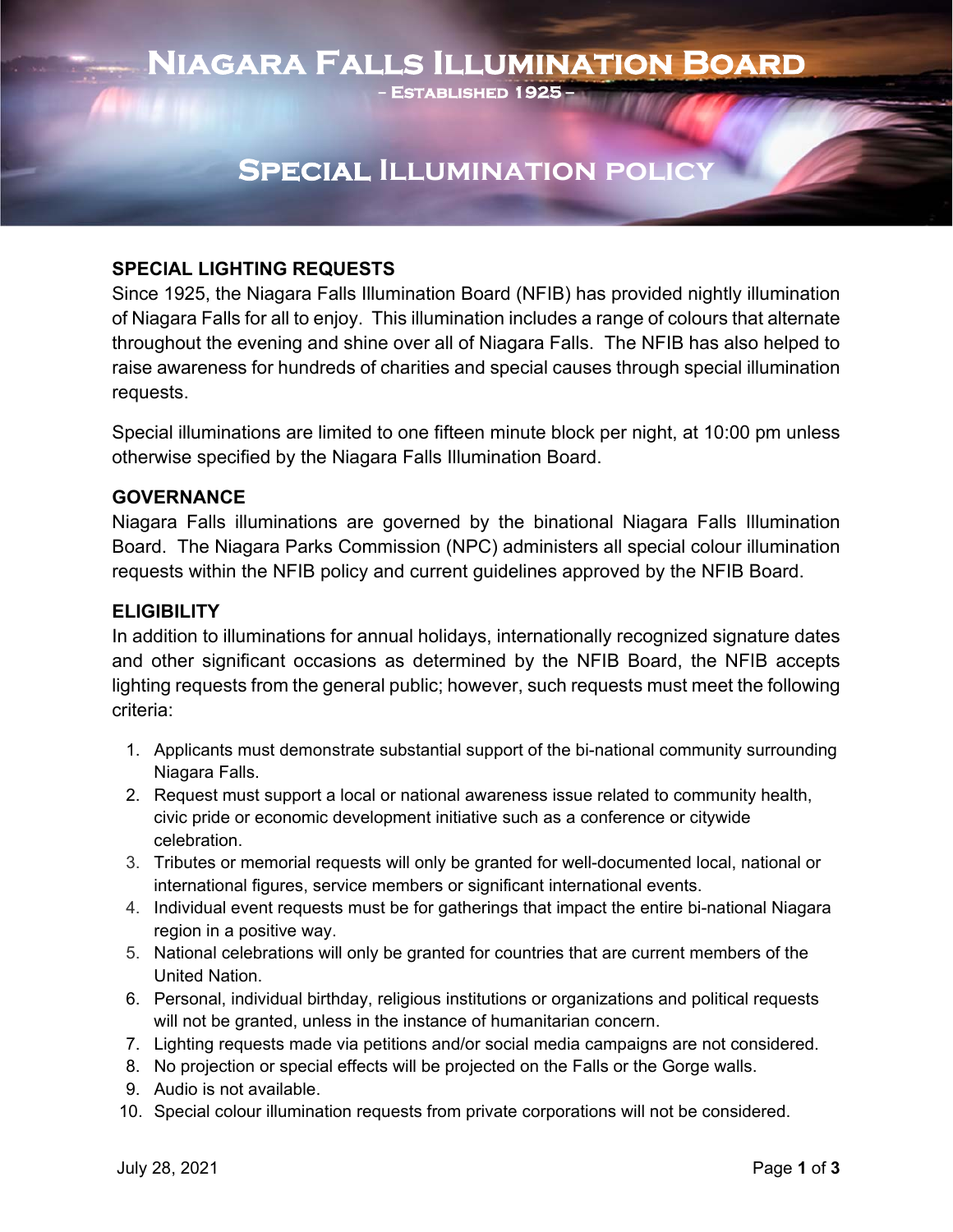# Niagara Falls Illumination Board

- Established 1925 -

## Special Illumination policy

### SPECIAL LIGHTING REQUESTS

Since 1925, the Niagara Falls Illumination Board (NFIB) has provided nightly illumination of Niagara Falls for all to enjoy. This illumination includes a range of colours that alternate throughout the evening and shine over all of Niagara Falls. The NFIB has also helped to raise awareness for hundreds of charities and special causes through special illumination requests.

Special illuminations are limited to one fifteen minute block per night, at 10:00 pm unless otherwise specified by the Niagara Falls Illumination Board.

### GOVERNANCE

Niagara Falls illuminations are governed by the binational Niagara Falls Illumination Board. The Niagara Parks Commission (NPC) administers all special colour illumination requests within the NFIB policy and current guidelines approved by the NFIB Board.

### ELIGIBILITY

In addition to illuminations for annual holidays, internationally recognized signature dates and other significant occasions as determined by the NFIB Board, the NFIB accepts lighting requests from the general public; however, such requests must meet the following criteria:

1. Applicants must demonstrate substantial support of the bi-national community surrounding Niagara Falls.
2. Request must support a local or national awareness issue related to community health, civic pride or economic development initiative such as a conference or citywide celebration.
3. Tributes or memorial requests will only be granted for well-documented local, national or international figures, service members or significant international events.
4. Individual event requests must be for gatherings that impact the entire bi-national Niagara region in a positive way.
5. National celebrations will only be granted for countries that are current members of the United Nation.
6. Personal, individual birthday, religious institutions or organizations and political requests will not be granted, unless in the instance of humanitarian concern.
7. Lighting requests made via petitions and/or social media campaigns are not considered.
8. No projection or special effects will be projected on the Falls or the Gorge walls.
9. Audio is not available.
10. Special colour illumination requests from private corporations will not be considered.

July 28, 2021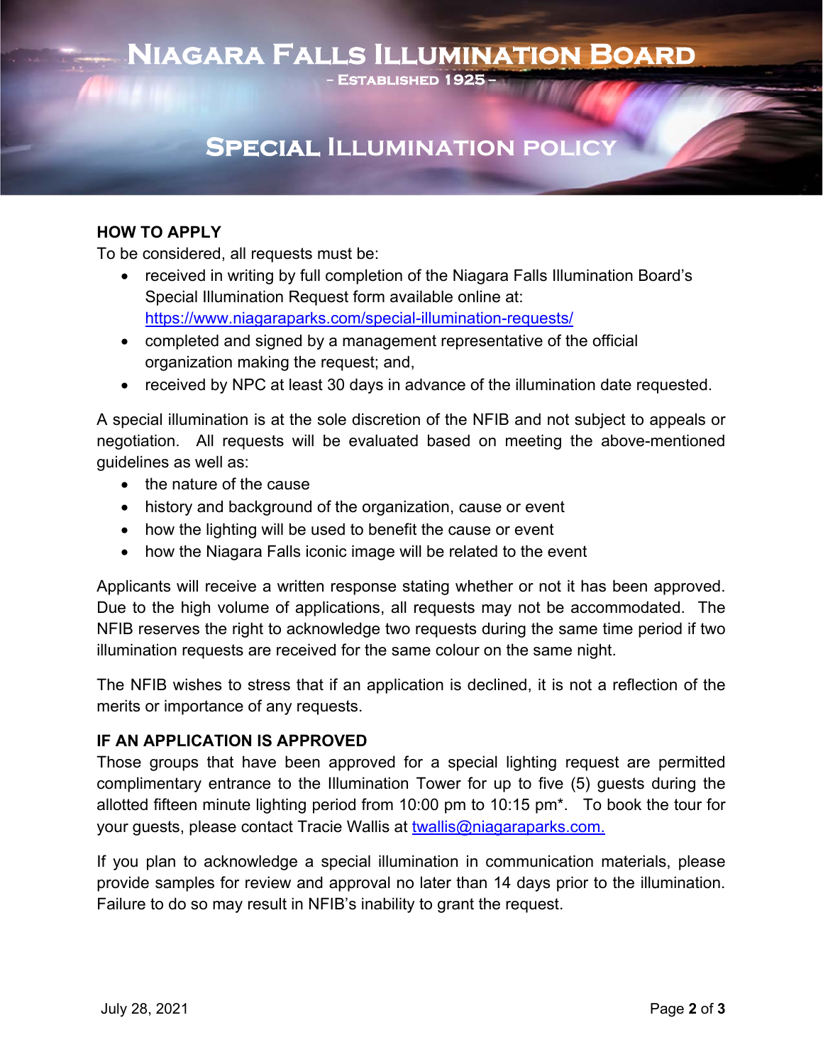# Niagara Falls Illumination Board

- Established 1925 -

## Special Illumination Policy

**HOW TO APPLY**

To be considered, all requests must be:

- received in writing by full completion of the Niagara Falls Illumination Board's Special Illumination Request form available online at: https://www.niagaraparks.com/special-illumination-requests/
- completed and signed by a management representative of the official organization making the request; and,
- received by NPC at least 30 days in advance of the illumination date requested.

A special illumination is at the sole discretion of the NFIB and not subject to appeals or negotiation. All requests will be evaluated based on meeting the above-mentioned guidelines as well as:

- the nature of the cause
- history and background of the organization, cause or event
- how the lighting will be used to benefit the cause or event
- how the Niagara Falls iconic image will be related to the event

Applicants will receive a written response stating whether or not it has been approved. Due to the high volume of applications, all requests may not be accommodated. The NFIB reserves the right to acknowledge two requests during the same time period if two illumination requests are received for the same colour on the same night.

The NFIB wishes to stress that if an application is declined, it is not a reflection of the merits or importance of any requests.

**IF AN APPLICATION IS APPROVED**

Those groups that have been approved for a special lighting request are permitted complimentary entrance to the Illumination Tower for up to five (5) guests during the allotted fifteen minute lighting period from 10:00 pm to 10:15 pm*. To book the tour for your guests, please contact Tracie Wallis at twallis@niagaraparks.com.

If you plan to acknowledge a special illumination in communication materials, please provide samples for review and approval no later than 14 days prior to the illumination. Failure to do so may result in NFIB's inability to grant the request.

July 28, 2021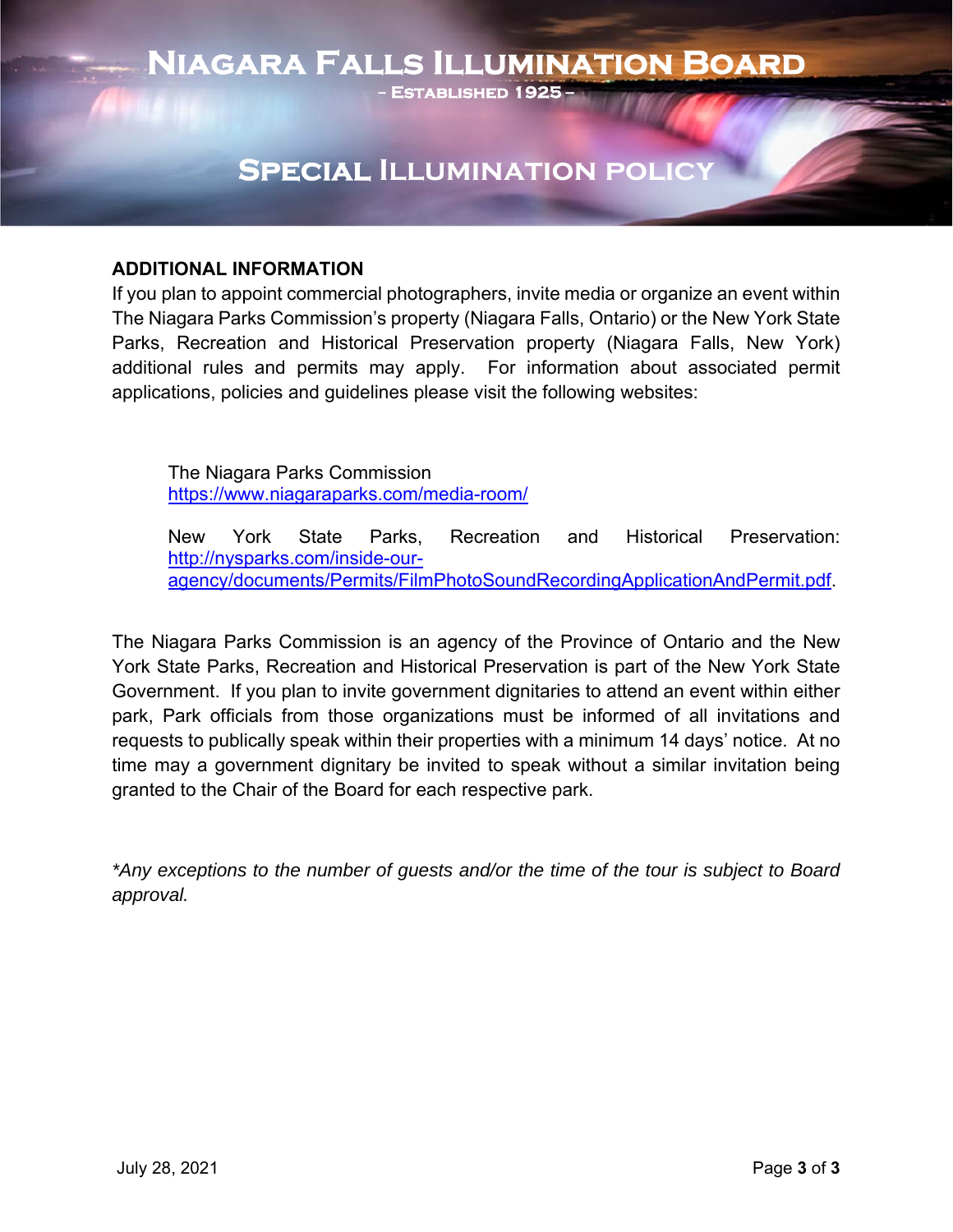# Niagara Falls Illumination Board

- Established 1925 -

## Special Illumination Policy

**ADDITIONAL INFORMATION**

If you plan to appoint commercial photographers, invite media or organize an event within The Niagara Parks Commission's property (Niagara Falls, Ontario) or the New York State Parks, Recreation and Historical Preservation property (Niagara Falls, New York) additional rules and permits may apply. For information about associated permit applications, policies and guidelines please visit the following websites:

The Niagara Parks Commission
https://www.niagaraparks.com/media-room/

New York State Parks, Recreation and Historical Preservation:
http://nysparks.com/inside-our-agency/documents/Permits/FilmPhotoSoundRecordingApplicationAndPermit.pdf.

The Niagara Parks Commission is an agency of the Province of Ontario and the New York State Parks, Recreation and Historical Preservation is part of the New York State Government. If you plan to invite government dignitaries to attend an event within either park, Park officials from those organizations must be informed of all invitations and requests to publically speak within their properties with a minimum 14 days' notice. At no time may a government dignitary be invited to speak without a similar invitation being granted to the Chair of the Board for each respective park.

*\*Any exceptions to the number of guests and/or the time of the tour is subject to Board approval.*

July 28, 2021